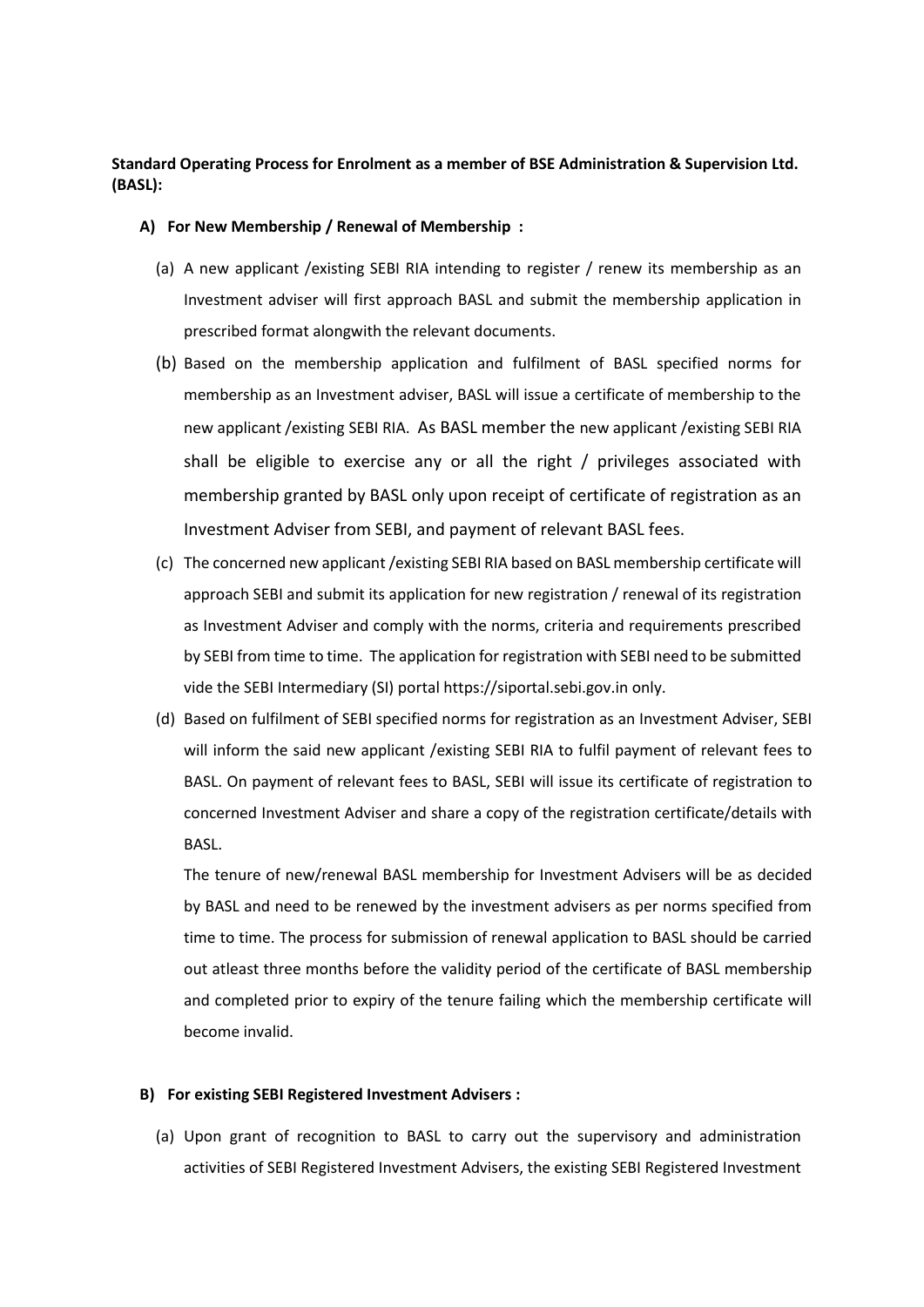**Standard Operating Process for Enrolment as a member of BSE Administration & Supervision Ltd. (BASL):**

**A) For New Membership / Renewal of Membership :**

(a) A new applicant /existing SEBI RIA intending to register / renew its membership as an Investment adviser will first approach BASL and submit the membership application in prescribed format alongwith the relevant documents.

(b) Based on the membership application and fulfilment of BASL specified norms for membership as an Investment adviser, BASL will issue a certificate of membership to the new applicant /existing SEBI RIA. As BASL member the new applicant /existing SEBI RIA shall be eligible to exercise any or all the right / privileges associated with membership granted by BASL only upon receipt of certificate of registration as an Investment Adviser from SEBI, and payment of relevant BASL fees.

(c) The concerned new applicant /existing SEBI RIA based on BASL membership certificate will approach SEBI and submit its application for new registration / renewal of its registration as Investment Adviser and comply with the norms, criteria and requirements prescribed by SEBI from time to time. The application for registration with SEBI need to be submitted vide the SEBI Intermediary (SI) portal https://siportal.sebi.gov.in only.

(d) Based on fulfilment of SEBI specified norms for registration as an Investment Adviser, SEBI will inform the said new applicant /existing SEBI RIA to fulfil payment of relevant fees to BASL. On payment of relevant fees to BASL, SEBI will issue its certificate of registration to concerned Investment Adviser and share a copy of the registration certificate/details with BASL.

The tenure of new/renewal BASL membership for Investment Advisers will be as decided by BASL and need to be renewed by the investment advisers as per norms specified from time to time. The process for submission of renewal application to BASL should be carried out atleast three months before the validity period of the certificate of BASL membership and completed prior to expiry of the tenure failing which the membership certificate will become invalid.

**B) For existing SEBI Registered Investment Advisers :**

(a) Upon grant of recognition to BASL to carry out the supervisory and administration activities of SEBI Registered Investment Advisers, the existing SEBI Registered Investment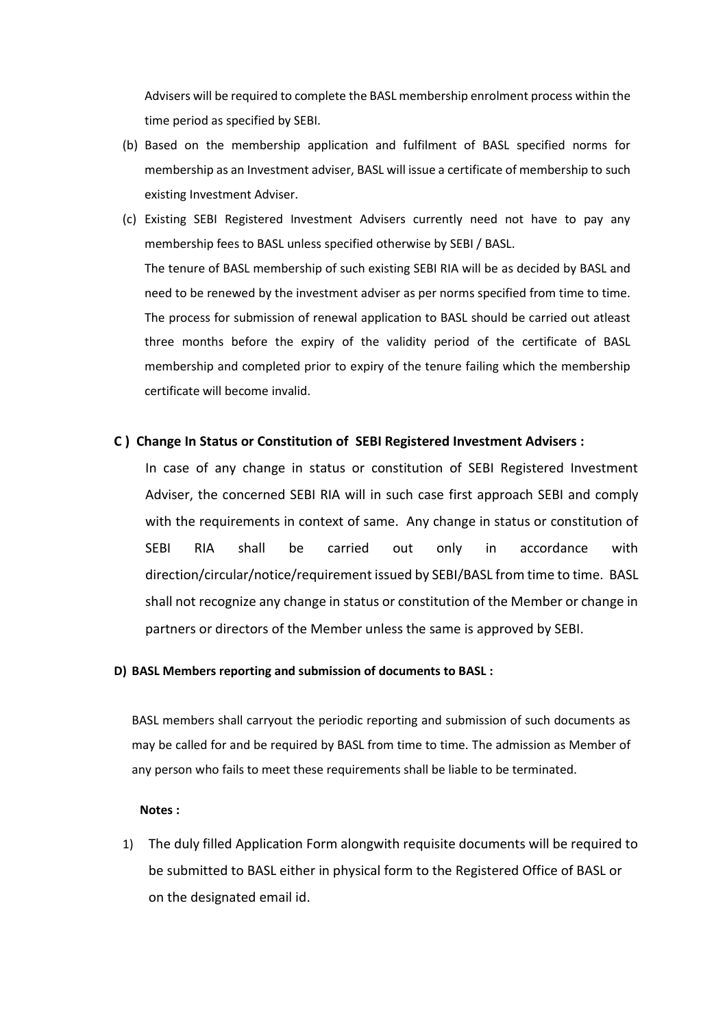Advisers will be required to complete the BASL membership enrolment process within the time period as specified by SEBI.

(b) Based on the membership application and fulfilment of BASL specified norms for membership as an Investment adviser, BASL will issue a certificate of membership to such existing Investment Adviser.

(c) Existing SEBI Registered Investment Advisers currently need not have to pay any membership fees to BASL unless specified otherwise by SEBI / BASL.

The tenure of BASL membership of such existing SEBI RIA will be as decided by BASL and need to be renewed by the investment adviser as per norms specified from time to time. The process for submission of renewal application to BASL should be carried out atleast three months before the expiry of the validity period of the certificate of BASL membership and completed prior to expiry of the tenure failing which the membership certificate will become invalid.

### C ) Change In Status or Constitution of SEBI Registered Investment Advisers :

In case of any change in status or constitution of SEBI Registered Investment Adviser, the concerned SEBI RIA will in such case first approach SEBI and comply with the requirements in context of same. Any change in status or constitution of SEBI RIA shall be carried out only in accordance with direction/circular/notice/requirement issued by SEBI/BASL from time to time. BASL shall not recognize any change in status or constitution of the Member or change in partners or directors of the Member unless the same is approved by SEBI.

### D) BASL Members reporting and submission of documents to BASL :

BASL members shall carryout the periodic reporting and submission of such documents as may be called for and be required by BASL from time to time. The admission as Member of any person who fails to meet these requirements shall be liable to be terminated.

**Notes :**

1) The duly filled Application Form alongwith requisite documents will be required to be submitted to BASL either in physical form to the Registered Office of BASL or on the designated email id.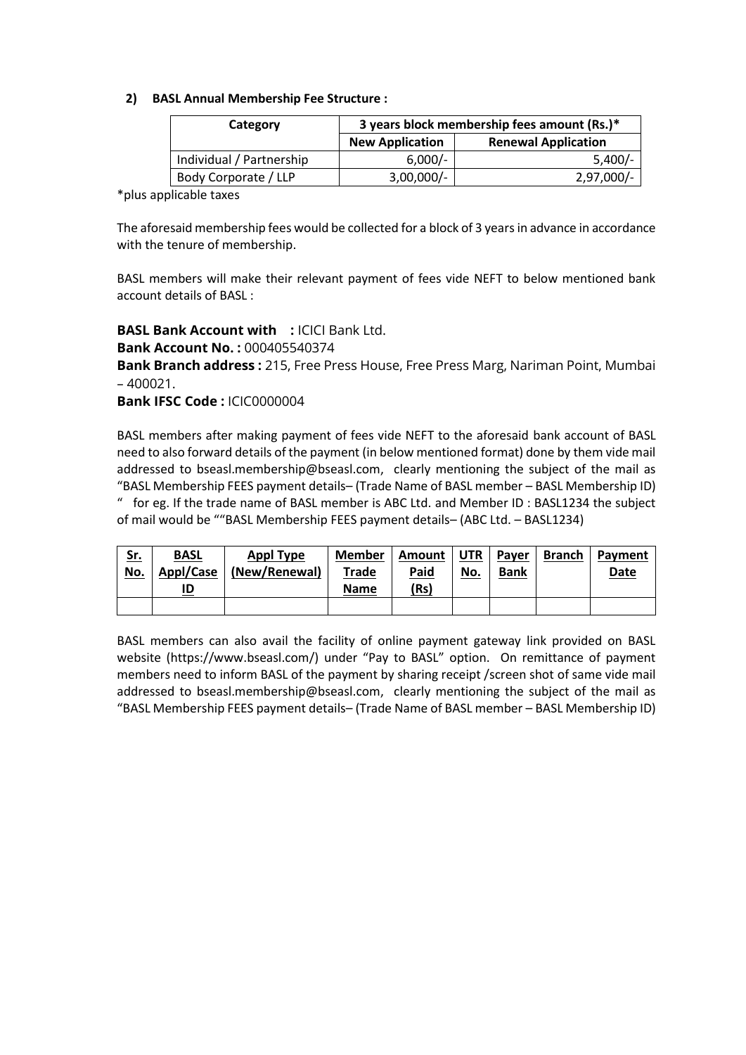**2) BASL Annual Membership Fee Structure :**

| Category | 3 years block membership fees amount (Rs.)* | |
|---|---|---|
| | New Application | Renewal Application |
| Individual / Partnership | 6,000/- | 5,400/- |
| Body Corporate / LLP | 3,00,000/- | 2,97,000/- |

*plus applicable taxes

The aforesaid membership fees would be collected for a block of 3 years in advance in accordance with the tenure of membership.

BASL members will make their relevant payment of fees vide NEFT to below mentioned bank account details of BASL :

**BASL Bank Account with :** ICICI Bank Ltd.
**Bank Account No. :** 000405540374
**Bank Branch address :** 215, Free Press House, Free Press Marg, Nariman Point, Mumbai – 400021.
**Bank IFSC Code :** ICIC0000004

BASL members after making payment of fees vide NEFT to the aforesaid bank account of BASL need to also forward details of the payment (in below mentioned format) done by them vide mail addressed to bseasl.membership@bseasl.com, clearly mentioning the subject of the mail as "BASL Membership FEES payment details– (Trade Name of BASL member – BASL Membership ID) " for eg. If the trade name of BASL member is ABC Ltd. and Member ID : BASL1234 the subject of mail would be ""BASL Membership FEES payment details– (ABC Ltd. – BASL1234)

| Sr. No. | BASL Appl/Case ID | Appl Type (New/Renewal) | Member Trade Name | Amount Paid (Rs) | UTR No. | Payer Bank | Branch | Payment Date |
|---|---|---|---|---|---|---|---|---|
| | | | | | | | | |

BASL members can also avail the facility of online payment gateway link provided on BASL website (https://www.bseasl.com/) under "Pay to BASL" option. On remittance of payment members need to inform BASL of the payment by sharing receipt /screen shot of same vide mail addressed to bseasl.membership@bseasl.com, clearly mentioning the subject of the mail as "BASL Membership FEES payment details– (Trade Name of BASL member – BASL Membership ID)